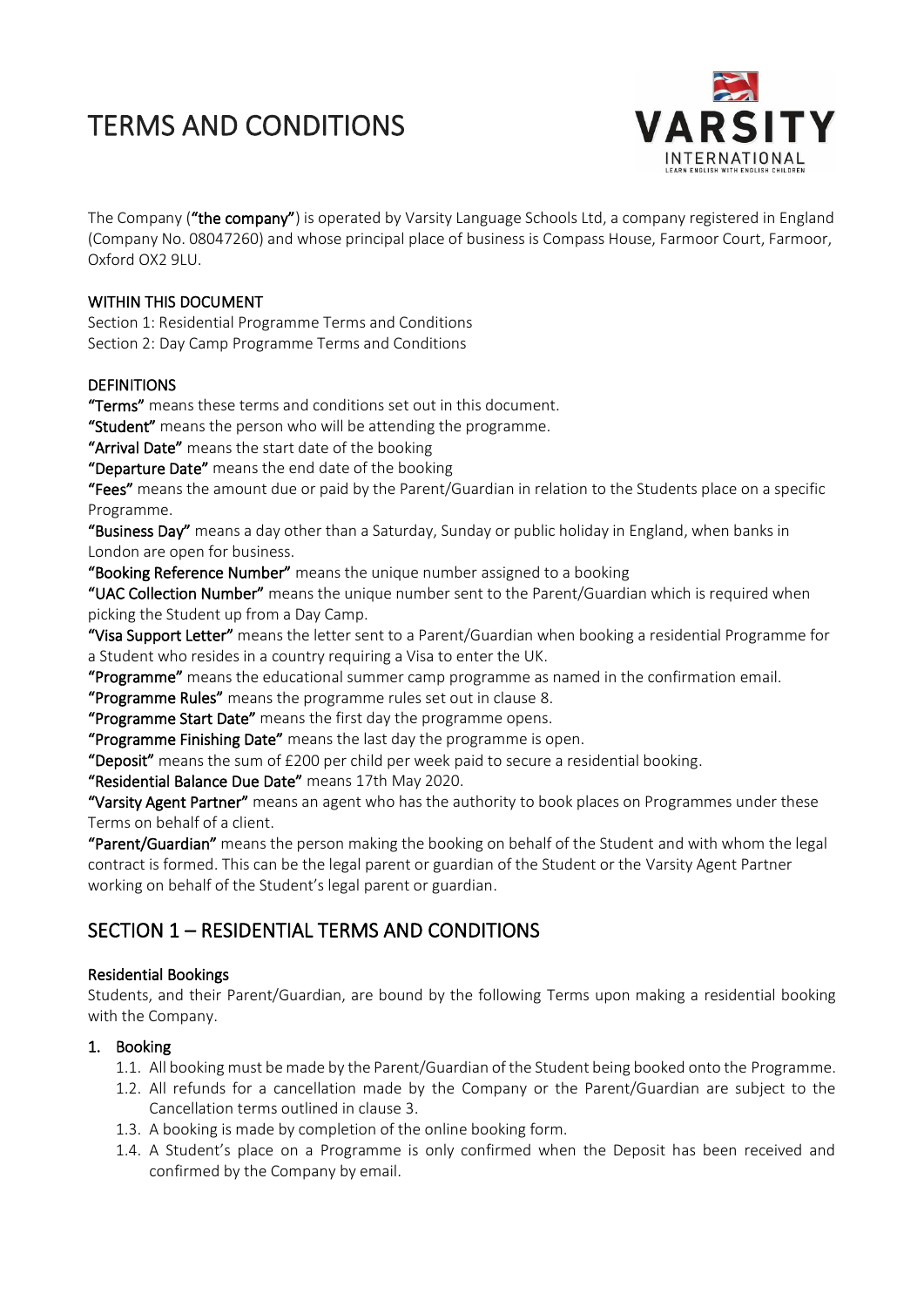# TERMS AND CONDITIONS

The Company (**"the company"**) is operated by Varsity Language Schools Ltd, a company registered in England (Company No. 08047260) and whose principal place of business is Compass House, Farmoor Court, Farmoor, Oxford OX2 9LU.

**WITHIN THIS DOCUMENT**

Section 1: Residential Programme Terms and Conditions
Section 2: Day Camp Programme Terms and Conditions

**DEFINITIONS**

**"Terms"** means these terms and conditions set out in this document.
**"Student"** means the person who will be attending the programme.
**"Arrival Date"** means the start date of the booking
**"Departure Date"** means the end date of the booking
**"Fees"** means the amount due or paid by the Parent/Guardian in relation to the Students place on a specific Programme.
**"Business Day"** means a day other than a Saturday, Sunday or public holiday in England, when banks in London are open for business.
**"Booking Reference Number"** means the unique number assigned to a booking
**"UAC Collection Number"** means the unique number sent to the Parent/Guardian which is required when picking the Student up from a Day Camp.
**"Visa Support Letter"** means the letter sent to a Parent/Guardian when booking a residential Programme for a Student who resides in a country requiring a Visa to enter the UK.
**"Programme"** means the educational summer camp programme as named in the confirmation email.
**"Programme Rules"** means the programme rules set out in clause 8.
**"Programme Start Date"** means the first day the programme opens.
**"Programme Finishing Date"** means the last day the programme is open.
**"Deposit"** means the sum of £200 per child per week paid to secure a residential booking.
**"Residential Balance Due Date"** means 17th May 2020.
**"Varsity Agent Partner"** means an agent who has the authority to book places on Programmes under these Terms on behalf of a client.
**"Parent/Guardian"** means the person making the booking on behalf of the Student and with whom the legal contract is formed. This can be the legal parent or guardian of the Student or the Varsity Agent Partner working on behalf of the Student's legal parent or guardian.

## SECTION 1 – RESIDENTIAL TERMS AND CONDITIONS

**Residential Bookings**

Students, and their Parent/Guardian, are bound by the following Terms upon making a residential booking with the Company.

1. **Booking**
   - 1.1. All booking must be made by the Parent/Guardian of the Student being booked onto the Programme.
   - 1.2. All refunds for a cancellation made by the Company or the Parent/Guardian are subject to the Cancellation terms outlined in clause 3.
   - 1.3. A booking is made by completion of the online booking form.
   - 1.4. A Student's place on a Programme is only confirmed when the Deposit has been received and confirmed by the Company by email.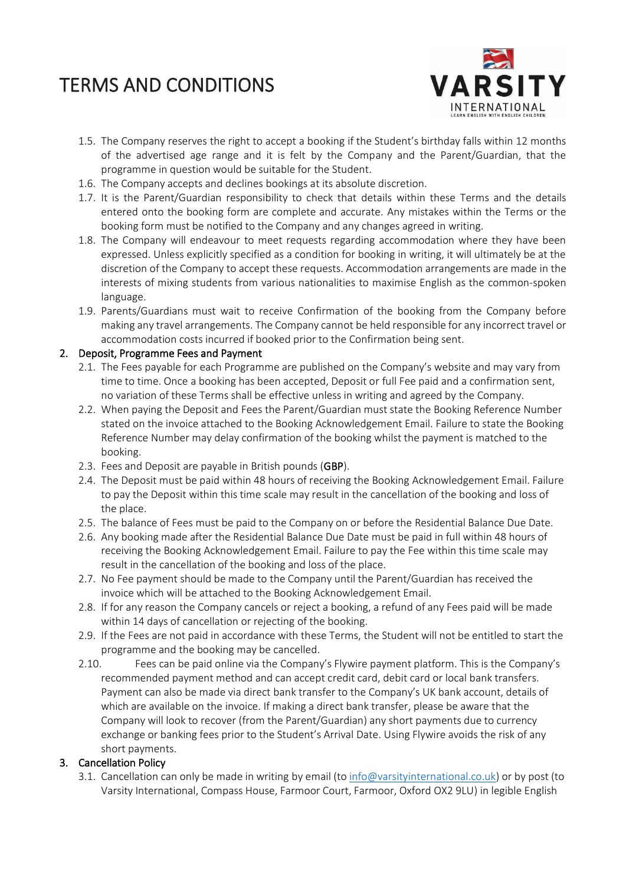1.5. The Company reserves the right to accept a booking if the Student's birthday falls within 12 months of the advertised age range and it is felt by the Company and the Parent/Guardian, that the programme in question would be suitable for the Student.

1.6. The Company accepts and declines bookings at its absolute discretion.

1.7. It is the Parent/Guardian responsibility to check that details within these Terms and the details entered onto the booking form are complete and accurate. Any mistakes within the Terms or the booking form must be notified to the Company and any changes agreed in writing.

1.8. The Company will endeavour to meet requests regarding accommodation where they have been expressed. Unless explicitly specified as a condition for booking in writing, it will ultimately be at the discretion of the Company to accept these requests. Accommodation arrangements are made in the interests of mixing students from various nationalities to maximise English as the common-spoken language.

1.9. Parents/Guardians must wait to receive Confirmation of the booking from the Company before making any travel arrangements. The Company cannot be held responsible for any incorrect travel or accommodation costs incurred if booked prior to the Confirmation being sent.

## 2. Deposit, Programme Fees and Payment

2.1. The Fees payable for each Programme are published on the Company's website and may vary from time to time. Once a booking has been accepted, Deposit or full Fee paid and a confirmation sent, no variation of these Terms shall be effective unless in writing and agreed by the Company.

2.2. When paying the Deposit and Fees the Parent/Guardian must state the Booking Reference Number stated on the invoice attached to the Booking Acknowledgement Email. Failure to state the Booking Reference Number may delay confirmation of the booking whilst the payment is matched to the booking.

2.3. Fees and Deposit are payable in British pounds (**GBP**).

2.4. The Deposit must be paid within 48 hours of receiving the Booking Acknowledgement Email. Failure to pay the Deposit within this time scale may result in the cancellation of the booking and loss of the place.

2.5. The balance of Fees must be paid to the Company on or before the Residential Balance Due Date.

2.6. Any booking made after the Residential Balance Due Date must be paid in full within 48 hours of receiving the Booking Acknowledgement Email. Failure to pay the Fee within this time scale may result in the cancellation of the booking and loss of the place.

2.7. No Fee payment should be made to the Company until the Parent/Guardian has received the invoice which will be attached to the Booking Acknowledgement Email.

2.8. If for any reason the Company cancels or reject a booking, a refund of any Fees paid will be made within 14 days of cancellation or rejecting of the booking.

2.9. If the Fees are not paid in accordance with these Terms, the Student will not be entitled to start the programme and the booking may be cancelled.

2.10. Fees can be paid online via the Company's Flywire payment platform. This is the Company's recommended payment method and can accept credit card, debit card or local bank transfers. Payment can also be made via direct bank transfer to the Company's UK bank account, details of which are available on the invoice. If making a direct bank transfer, please be aware that the Company will look to recover (from the Parent/Guardian) any short payments due to currency exchange or banking fees prior to the Student's Arrival Date. Using Flywire avoids the risk of any short payments.

## 3. Cancellation Policy

3.1. Cancellation can only be made in writing by email (to info@varsityinternational.co.uk) or by post (to Varsity International, Compass House, Farmoor Court, Farmoor, Oxford OX2 9LU) in legible English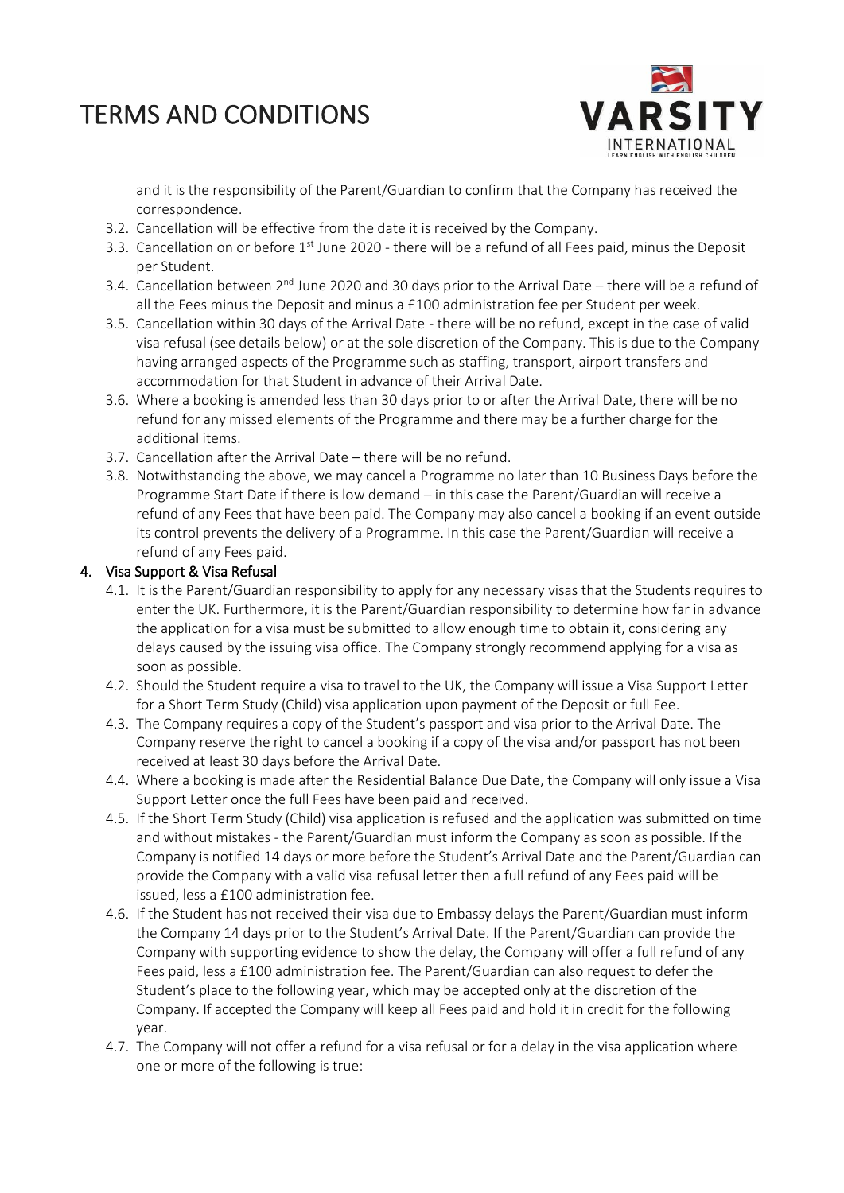and it is the responsibility of the Parent/Guardian to confirm that the Company has received the correspondence.

3.2. Cancellation will be effective from the date it is received by the Company.

3.3. Cancellation on or before 1st June 2020 - there will be a refund of all Fees paid, minus the Deposit per Student.

3.4. Cancellation between 2nd June 2020 and 30 days prior to the Arrival Date – there will be a refund of all the Fees minus the Deposit and minus a £100 administration fee per Student per week.

3.5. Cancellation within 30 days of the Arrival Date - there will be no refund, except in the case of valid visa refusal (see details below) or at the sole discretion of the Company. This is due to the Company having arranged aspects of the Programme such as staffing, transport, airport transfers and accommodation for that Student in advance of their Arrival Date.

3.6. Where a booking is amended less than 30 days prior to or after the Arrival Date, there will be no refund for any missed elements of the Programme and there may be a further charge for the additional items.

3.7. Cancellation after the Arrival Date – there will be no refund.

3.8. Notwithstanding the above, we may cancel a Programme no later than 10 Business Days before the Programme Start Date if there is low demand – in this case the Parent/Guardian will receive a refund of any Fees that have been paid. The Company may also cancel a booking if an event outside its control prevents the delivery of a Programme. In this case the Parent/Guardian will receive a refund of any Fees paid.

## 4. Visa Support & Visa Refusal

4.1. It is the Parent/Guardian responsibility to apply for any necessary visas that the Students requires to enter the UK. Furthermore, it is the Parent/Guardian responsibility to determine how far in advance the application for a visa must be submitted to allow enough time to obtain it, considering any delays caused by the issuing visa office. The Company strongly recommend applying for a visa as soon as possible.

4.2. Should the Student require a visa to travel to the UK, the Company will issue a Visa Support Letter for a Short Term Study (Child) visa application upon payment of the Deposit or full Fee.

4.3. The Company requires a copy of the Student's passport and visa prior to the Arrival Date. The Company reserve the right to cancel a booking if a copy of the visa and/or passport has not been received at least 30 days before the Arrival Date.

4.4. Where a booking is made after the Residential Balance Due Date, the Company will only issue a Visa Support Letter once the full Fees have been paid and received.

4.5. If the Short Term Study (Child) visa application is refused and the application was submitted on time and without mistakes - the Parent/Guardian must inform the Company as soon as possible. If the Company is notified 14 days or more before the Student's Arrival Date and the Parent/Guardian can provide the Company with a valid visa refusal letter then a full refund of any Fees paid will be issued, less a £100 administration fee.

4.6. If the Student has not received their visa due to Embassy delays the Parent/Guardian must inform the Company 14 days prior to the Student's Arrival Date. If the Parent/Guardian can provide the Company with supporting evidence to show the delay, the Company will offer a full refund of any Fees paid, less a £100 administration fee. The Parent/Guardian can also request to defer the Student's place to the following year, which may be accepted only at the discretion of the Company. If accepted the Company will keep all Fees paid and hold it in credit for the following year.

4.7. The Company will not offer a refund for a visa refusal or for a delay in the visa application where one or more of the following is true: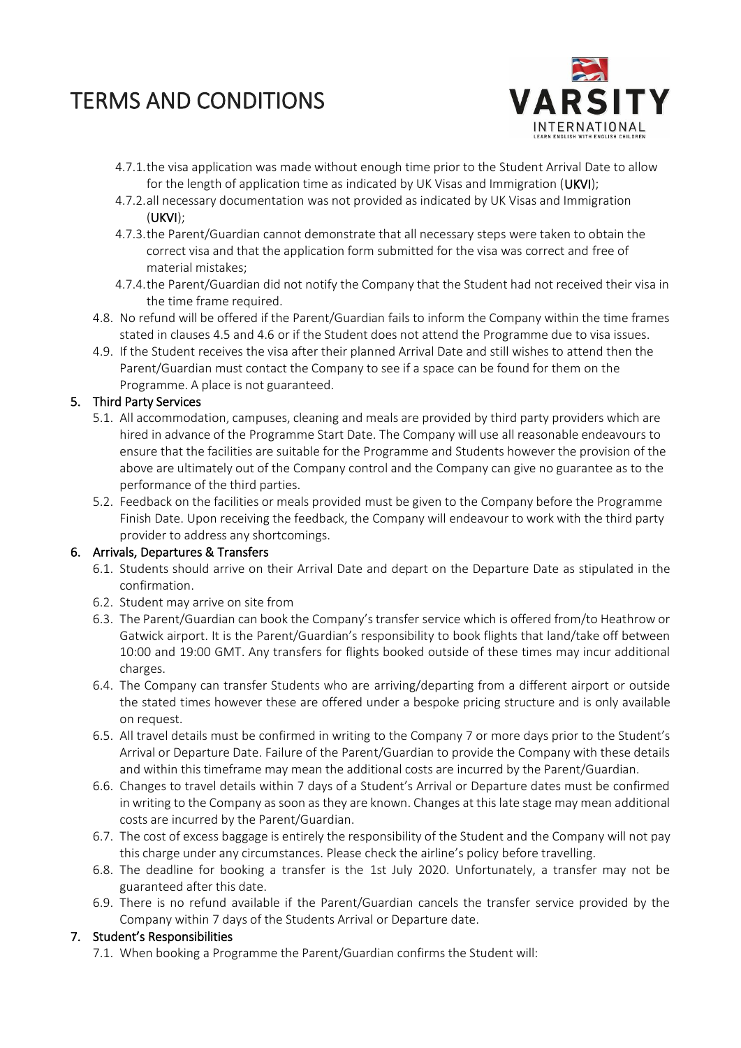# TERMS AND CONDITIONS

4.7.1. the visa application was made without enough time prior to the Student Arrival Date to allow for the length of application time as indicated by UK Visas and Immigration (**UKVI**);

4.7.2. all necessary documentation was not provided as indicated by UK Visas and Immigration (**UKVI**);

4.7.3. the Parent/Guardian cannot demonstrate that all necessary steps were taken to obtain the correct visa and that the application form submitted for the visa was correct and free of material mistakes;

4.7.4. the Parent/Guardian did not notify the Company that the Student had not received their visa in the time frame required.

4.8. No refund will be offered if the Parent/Guardian fails to inform the Company within the time frames stated in clauses 4.5 and 4.6 or if the Student does not attend the Programme due to visa issues.

4.9. If the Student receives the visa after their planned Arrival Date and still wishes to attend then the Parent/Guardian must contact the Company to see if a space can be found for them on the Programme. A place is not guaranteed.

## 5. Third Party Services

5.1. All accommodation, campuses, cleaning and meals are provided by third party providers which are hired in advance of the Programme Start Date. The Company will use all reasonable endeavours to ensure that the facilities are suitable for the Programme and Students however the provision of the above are ultimately out of the Company control and the Company can give no guarantee as to the performance of the third parties.

5.2. Feedback on the facilities or meals provided must be given to the Company before the Programme Finish Date. Upon receiving the feedback, the Company will endeavour to work with the third party provider to address any shortcomings.

## 6. Arrivals, Departures & Transfers

6.1. Students should arrive on their Arrival Date and depart on the Departure Date as stipulated in the confirmation.

6.2. Student may arrive on site from

6.3. The Parent/Guardian can book the Company's transfer service which is offered from/to Heathrow or Gatwick airport. It is the Parent/Guardian's responsibility to book flights that land/take off between 10:00 and 19:00 GMT. Any transfers for flights booked outside of these times may incur additional charges.

6.4. The Company can transfer Students who are arriving/departing from a different airport or outside the stated times however these are offered under a bespoke pricing structure and is only available on request.

6.5. All travel details must be confirmed in writing to the Company 7 or more days prior to the Student's Arrival or Departure Date. Failure of the Parent/Guardian to provide the Company with these details and within this timeframe may mean the additional costs are incurred by the Parent/Guardian.

6.6. Changes to travel details within 7 days of a Student's Arrival or Departure dates must be confirmed in writing to the Company as soon as they are known. Changes at this late stage may mean additional costs are incurred by the Parent/Guardian.

6.7. The cost of excess baggage is entirely the responsibility of the Student and the Company will not pay this charge under any circumstances. Please check the airline's policy before travelling.

6.8. The deadline for booking a transfer is the 1st July 2020. Unfortunately, a transfer may not be guaranteed after this date.

6.9. There is no refund available if the Parent/Guardian cancels the transfer service provided by the Company within 7 days of the Students Arrival or Departure date.

## 7. Student's Responsibilities

7.1. When booking a Programme the Parent/Guardian confirms the Student will: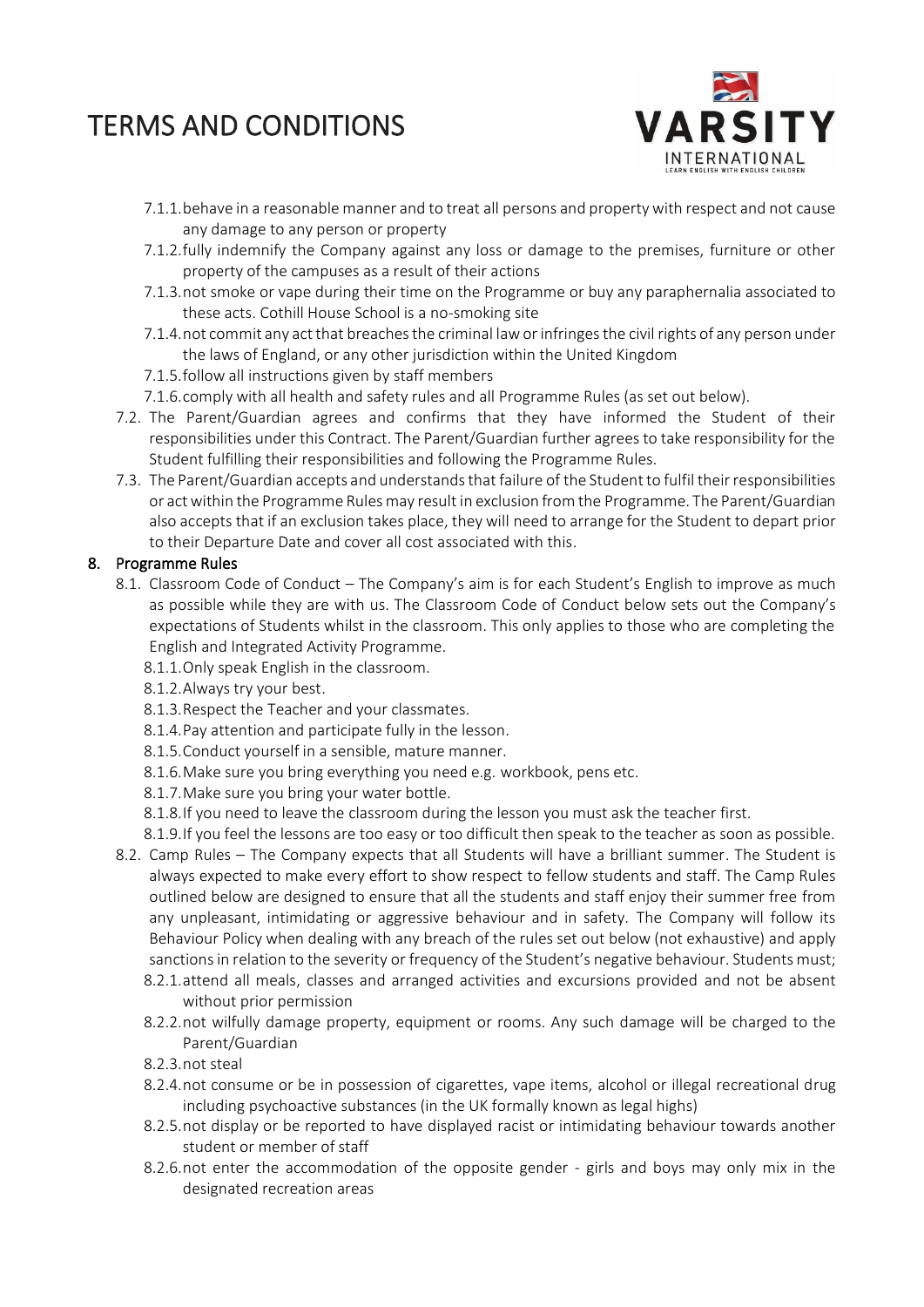7.1.1. behave in a reasonable manner and to treat all persons and property with respect and not cause any damage to any person or property

7.1.2. fully indemnify the Company against any loss or damage to the premises, furniture or other property of the campuses as a result of their actions

7.1.3. not smoke or vape during their time on the Programme or buy any paraphernalia associated to these acts. Cothill House School is a no-smoking site

7.1.4. not commit any act that breaches the criminal law or infringes the civil rights of any person under the laws of England, or any other jurisdiction within the United Kingdom

7.1.5. follow all instructions given by staff members

7.1.6. comply with all health and safety rules and all Programme Rules (as set out below).

7.2. The Parent/Guardian agrees and confirms that they have informed the Student of their responsibilities under this Contract. The Parent/Guardian further agrees to take responsibility for the Student fulfilling their responsibilities and following the Programme Rules.

7.3. The Parent/Guardian accepts and understands that failure of the Student to fulfil their responsibilities or act within the Programme Rules may result in exclusion from the Programme. The Parent/Guardian also accepts that if an exclusion takes place, they will need to arrange for the Student to depart prior to their Departure Date and cover all cost associated with this.

## 8. Programme Rules

8.1. Classroom Code of Conduct – The Company's aim is for each Student's English to improve as much as possible while they are with us. The Classroom Code of Conduct below sets out the Company's expectations of Students whilst in the classroom. This only applies to those who are completing the English and Integrated Activity Programme.

8.1.1. Only speak English in the classroom.

8.1.2. Always try your best.

8.1.3. Respect the Teacher and your classmates.

8.1.4. Pay attention and participate fully in the lesson.

8.1.5. Conduct yourself in a sensible, mature manner.

8.1.6. Make sure you bring everything you need e.g. workbook, pens etc.

8.1.7. Make sure you bring your water bottle.

8.1.8. If you need to leave the classroom during the lesson you must ask the teacher first.

8.1.9. If you feel the lessons are too easy or too difficult then speak to the teacher as soon as possible.

8.2. Camp Rules – The Company expects that all Students will have a brilliant summer. The Student is always expected to make every effort to show respect to fellow students and staff. The Camp Rules outlined below are designed to ensure that all the students and staff enjoy their summer free from any unpleasant, intimidating or aggressive behaviour and in safety. The Company will follow its Behaviour Policy when dealing with any breach of the rules set out below (not exhaustive) and apply sanctions in relation to the severity or frequency of the Student's negative behaviour. Students must;

8.2.1. attend all meals, classes and arranged activities and excursions provided and not be absent without prior permission

8.2.2. not wilfully damage property, equipment or rooms. Any such damage will be charged to the Parent/Guardian

8.2.3. not steal

8.2.4. not consume or be in possession of cigarettes, vape items, alcohol or illegal recreational drug including psychoactive substances (in the UK formally known as legal highs)

8.2.5. not display or be reported to have displayed racist or intimidating behaviour towards another student or member of staff

8.2.6. not enter the accommodation of the opposite gender - girls and boys may only mix in the designated recreation areas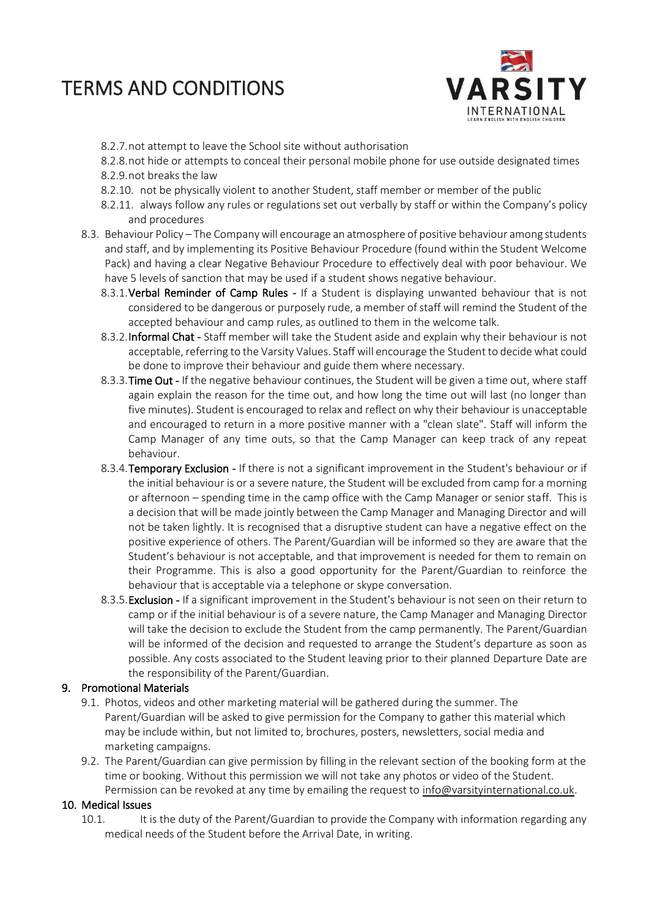8.2.7. not attempt to leave the School site without authorisation

8.2.8. not hide or attempts to conceal their personal mobile phone for use outside designated times

8.2.9. not breaks the law

8.2.10. not be physically violent to another Student, staff member or member of the public

8.2.11. always follow any rules or regulations set out verbally by staff or within the Company's policy and procedures

8.3. Behaviour Policy – The Company will encourage an atmosphere of positive behaviour among students and staff, and by implementing its Positive Behaviour Procedure (found within the Student Welcome Pack) and having a clear Negative Behaviour Procedure to effectively deal with poor behaviour. We have 5 levels of sanction that may be used if a student shows negative behaviour.

8.3.1. **Verbal Reminder of Camp Rules -** If a Student is displaying unwanted behaviour that is not considered to be dangerous or purposely rude, a member of staff will remind the Student of the accepted behaviour and camp rules, as outlined to them in the welcome talk.

8.3.2. **Informal Chat -** Staff member will take the Student aside and explain why their behaviour is not acceptable, referring to the Varsity Values. Staff will encourage the Student to decide what could be done to improve their behaviour and guide them where necessary.

8.3.3. **Time Out -** If the negative behaviour continues, the Student will be given a time out, where staff again explain the reason for the time out, and how long the time out will last (no longer than five minutes). Student is encouraged to relax and reflect on why their behaviour is unacceptable and encouraged to return in a more positive manner with a "clean slate". Staff will inform the Camp Manager of any time outs, so that the Camp Manager can keep track of any repeat behaviour.

8.3.4. **Temporary Exclusion -** If there is not a significant improvement in the Student's behaviour or if the initial behaviour is or a severe nature, the Student will be excluded from camp for a morning or afternoon – spending time in the camp office with the Camp Manager or senior staff. This is a decision that will be made jointly between the Camp Manager and Managing Director and will not be taken lightly. It is recognised that a disruptive student can have a negative effect on the positive experience of others. The Parent/Guardian will be informed so they are aware that the Student's behaviour is not acceptable, and that improvement is needed for them to remain on their Programme. This is also a good opportunity for the Parent/Guardian to reinforce the behaviour that is acceptable via a telephone or skype conversation.

8.3.5. **Exclusion -** If a significant improvement in the Student's behaviour is not seen on their return to camp or if the initial behaviour is of a severe nature, the Camp Manager and Managing Director will take the decision to exclude the Student from the camp permanently. The Parent/Guardian will be informed of the decision and requested to arrange the Student's departure as soon as possible. Any costs associated to the Student leaving prior to their planned Departure Date are the responsibility of the Parent/Guardian.

## 9. Promotional Materials

9.1. Photos, videos and other marketing material will be gathered during the summer. The Parent/Guardian will be asked to give permission for the Company to gather this material which may be include within, but not limited to, brochures, posters, newsletters, social media and marketing campaigns.

9.2. The Parent/Guardian can give permission by filling in the relevant section of the booking form at the time or booking. Without this permission we will not take any photos or video of the Student. Permission can be revoked at any time by emailing the request to info@varsityinternational.co.uk.

## 10. Medical Issues

10.1. It is the duty of the Parent/Guardian to provide the Company with information regarding any medical needs of the Student before the Arrival Date, in writing.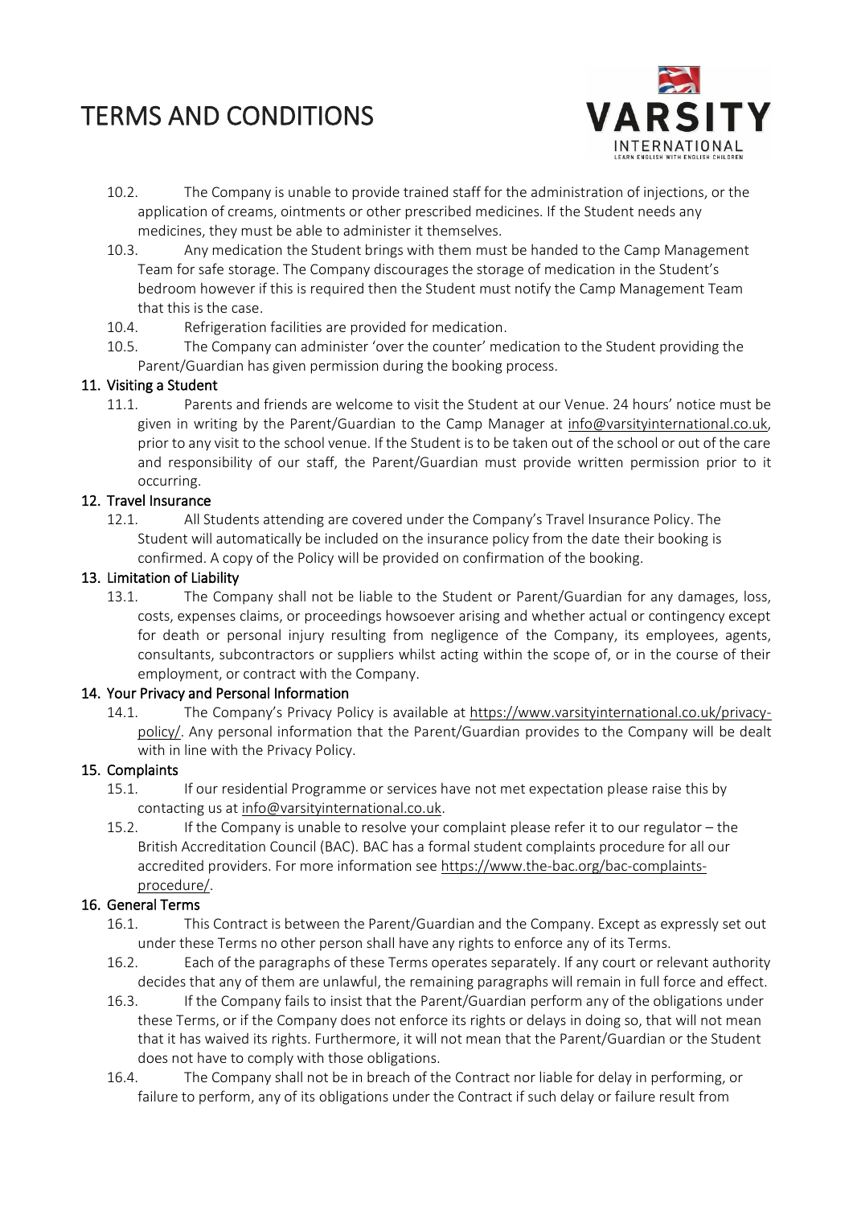10.2. The Company is unable to provide trained staff for the administration of injections, or the application of creams, ointments or other prescribed medicines. If the Student needs any medicines, they must be able to administer it themselves.

10.3. Any medication the Student brings with them must be handed to the Camp Management Team for safe storage. The Company discourages the storage of medication in the Student's bedroom however if this is required then the Student must notify the Camp Management Team that this is the case.

10.4. Refrigeration facilities are provided for medication.

10.5. The Company can administer 'over the counter' medication to the Student providing the Parent/Guardian has given permission during the booking process.

## 11. Visiting a Student

11.1. Parents and friends are welcome to visit the Student at our Venue. 24 hours' notice must be given in writing by the Parent/Guardian to the Camp Manager at info@varsityinternational.co.uk, prior to any visit to the school venue. If the Student is to be taken out of the school or out of the care and responsibility of our staff, the Parent/Guardian must provide written permission prior to it occurring.

## 12. Travel Insurance

12.1. All Students attending are covered under the Company's Travel Insurance Policy. The Student will automatically be included on the insurance policy from the date their booking is confirmed. A copy of the Policy will be provided on confirmation of the booking.

## 13. Limitation of Liability

13.1. The Company shall not be liable to the Student or Parent/Guardian for any damages, loss, costs, expenses claims, or proceedings howsoever arising and whether actual or contingency except for death or personal injury resulting from negligence of the Company, its employees, agents, consultants, subcontractors or suppliers whilst acting within the scope of, or in the course of their employment, or contract with the Company.

## 14. Your Privacy and Personal Information

14.1. The Company's Privacy Policy is available at https://www.varsityinternational.co.uk/privacy-policy/. Any personal information that the Parent/Guardian provides to the Company will be dealt with in line with the Privacy Policy.

## 15. Complaints

15.1. If our residential Programme or services have not met expectation please raise this by contacting us at info@varsityinternational.co.uk.

15.2. If the Company is unable to resolve your complaint please refer it to our regulator – the British Accreditation Council (BAC). BAC has a formal student complaints procedure for all our accredited providers. For more information see https://www.the-bac.org/bac-complaints-procedure/.

## 16. General Terms

16.1. This Contract is between the Parent/Guardian and the Company. Except as expressly set out under these Terms no other person shall have any rights to enforce any of its Terms.

16.2. Each of the paragraphs of these Terms operates separately. If any court or relevant authority decides that any of them are unlawful, the remaining paragraphs will remain in full force and effect.

16.3. If the Company fails to insist that the Parent/Guardian perform any of the obligations under these Terms, or if the Company does not enforce its rights or delays in doing so, that will not mean that it has waived its rights. Furthermore, it will not mean that the Parent/Guardian or the Student does not have to comply with those obligations.

16.4. The Company shall not be in breach of the Contract nor liable for delay in performing, or failure to perform, any of its obligations under the Contract if such delay or failure result from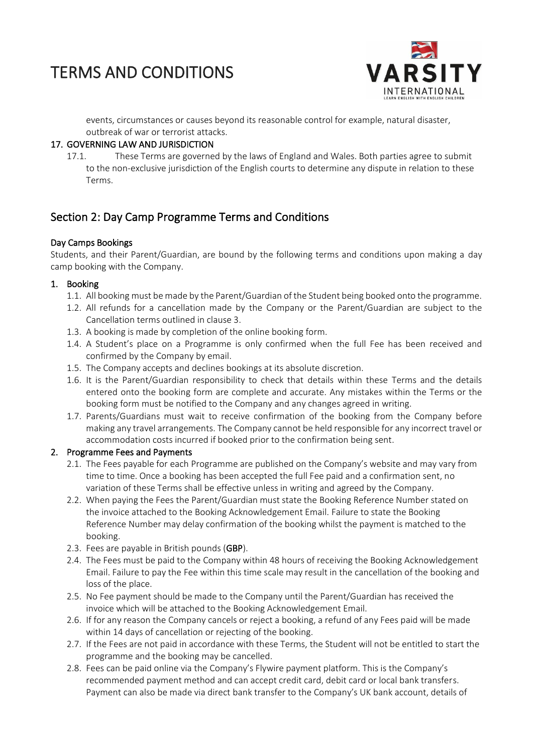events, circumstances or causes beyond its reasonable control for example, natural disaster, outbreak of war or terrorist attacks.

**17. GOVERNING LAW AND JURISDICTION**

17.1. These Terms are governed by the laws of England and Wales. Both parties agree to submit to the non-exclusive jurisdiction of the English courts to determine any dispute in relation to these Terms.

## Section 2: Day Camp Programme Terms and Conditions

### Day Camps Bookings

Students, and their Parent/Guardian, are bound by the following terms and conditions upon making a day camp booking with the Company.

**1. Booking**

1.1. All booking must be made by the Parent/Guardian of the Student being booked onto the programme.

1.2. All refunds for a cancellation made by the Company or the Parent/Guardian are subject to the Cancellation terms outlined in clause 3.

1.3. A booking is made by completion of the online booking form.

1.4. A Student's place on a Programme is only confirmed when the full Fee has been received and confirmed by the Company by email.

1.5. The Company accepts and declines bookings at its absolute discretion.

1.6. It is the Parent/Guardian responsibility to check that details within these Terms and the details entered onto the booking form are complete and accurate. Any mistakes within the Terms or the booking form must be notified to the Company and any changes agreed in writing.

1.7. Parents/Guardians must wait to receive confirmation of the booking from the Company before making any travel arrangements. The Company cannot be held responsible for any incorrect travel or accommodation costs incurred if booked prior to the confirmation being sent.

**2. Programme Fees and Payments**

2.1. The Fees payable for each Programme are published on the Company's website and may vary from time to time. Once a booking has been accepted the full Fee paid and a confirmation sent, no variation of these Terms shall be effective unless in writing and agreed by the Company.

2.2. When paying the Fees the Parent/Guardian must state the Booking Reference Number stated on the invoice attached to the Booking Acknowledgement Email. Failure to state the Booking Reference Number may delay confirmation of the booking whilst the payment is matched to the booking.

2.3. Fees are payable in British pounds (**GBP**).

2.4. The Fees must be paid to the Company within 48 hours of receiving the Booking Acknowledgement Email. Failure to pay the Fee within this time scale may result in the cancellation of the booking and loss of the place.

2.5. No Fee payment should be made to the Company until the Parent/Guardian has received the invoice which will be attached to the Booking Acknowledgement Email.

2.6. If for any reason the Company cancels or reject a booking, a refund of any Fees paid will be made within 14 days of cancellation or rejecting of the booking.

2.7. If the Fees are not paid in accordance with these Terms, the Student will not be entitled to start the programme and the booking may be cancelled.

2.8. Fees can be paid online via the Company's Flywire payment platform. This is the Company's recommended payment method and can accept credit card, debit card or local bank transfers. Payment can also be made via direct bank transfer to the Company's UK bank account, details of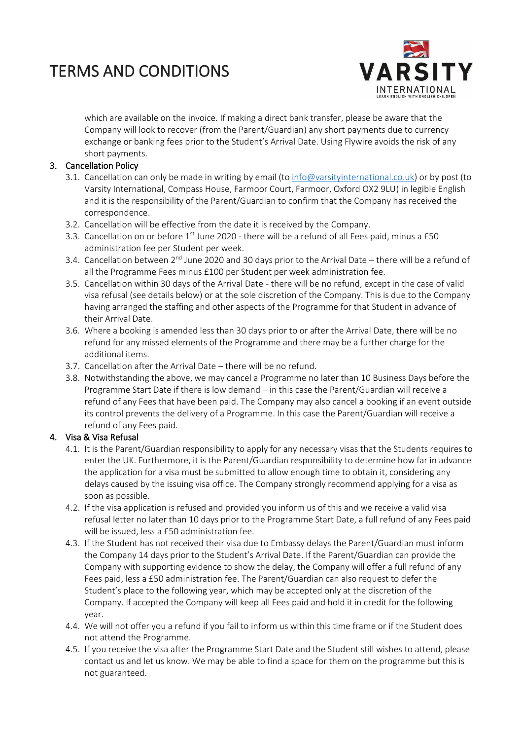which are available on the invoice. If making a direct bank transfer, please be aware that the Company will look to recover (from the Parent/Guardian) any short payments due to currency exchange or banking fees prior to the Student's Arrival Date. Using Flywire avoids the risk of any short payments.

## 3. Cancellation Policy

3.1. Cancellation can only be made in writing by email (to info@varsityinternational.co.uk) or by post (to Varsity International, Compass House, Farmoor Court, Farmoor, Oxford OX2 9LU) in legible English and it is the responsibility of the Parent/Guardian to confirm that the Company has received the correspondence.

3.2. Cancellation will be effective from the date it is received by the Company.

3.3. Cancellation on or before 1st June 2020 - there will be a refund of all Fees paid, minus a £50 administration fee per Student per week.

3.4. Cancellation between 2nd June 2020 and 30 days prior to the Arrival Date – there will be a refund of all the Programme Fees minus £100 per Student per week administration fee.

3.5. Cancellation within 30 days of the Arrival Date - there will be no refund, except in the case of valid visa refusal (see details below) or at the sole discretion of the Company. This is due to the Company having arranged the staffing and other aspects of the Programme for that Student in advance of their Arrival Date.

3.6. Where a booking is amended less than 30 days prior to or after the Arrival Date, there will be no refund for any missed elements of the Programme and there may be a further charge for the additional items.

3.7. Cancellation after the Arrival Date – there will be no refund.

3.8. Notwithstanding the above, we may cancel a Programme no later than 10 Business Days before the Programme Start Date if there is low demand – in this case the Parent/Guardian will receive a refund of any Fees that have been paid. The Company may also cancel a booking if an event outside its control prevents the delivery of a Programme. In this case the Parent/Guardian will receive a refund of any Fees paid.

## 4. Visa & Visa Refusal

4.1. It is the Parent/Guardian responsibility to apply for any necessary visas that the Students requires to enter the UK. Furthermore, it is the Parent/Guardian responsibility to determine how far in advance the application for a visa must be submitted to allow enough time to obtain it, considering any delays caused by the issuing visa office. The Company strongly recommend applying for a visa as soon as possible.

4.2. If the visa application is refused and provided you inform us of this and we receive a valid visa refusal letter no later than 10 days prior to the Programme Start Date, a full refund of any Fees paid will be issued, less a £50 administration fee.

4.3. If the Student has not received their visa due to Embassy delays the Parent/Guardian must inform the Company 14 days prior to the Student's Arrival Date. If the Parent/Guardian can provide the Company with supporting evidence to show the delay, the Company will offer a full refund of any Fees paid, less a £50 administration fee. The Parent/Guardian can also request to defer the Student's place to the following year, which may be accepted only at the discretion of the Company. If accepted the Company will keep all Fees paid and hold it in credit for the following year.

4.4. We will not offer you a refund if you fail to inform us within this time frame or if the Student does not attend the Programme.

4.5. If you receive the visa after the Programme Start Date and the Student still wishes to attend, please contact us and let us know. We may be able to find a space for them on the programme but this is not guaranteed.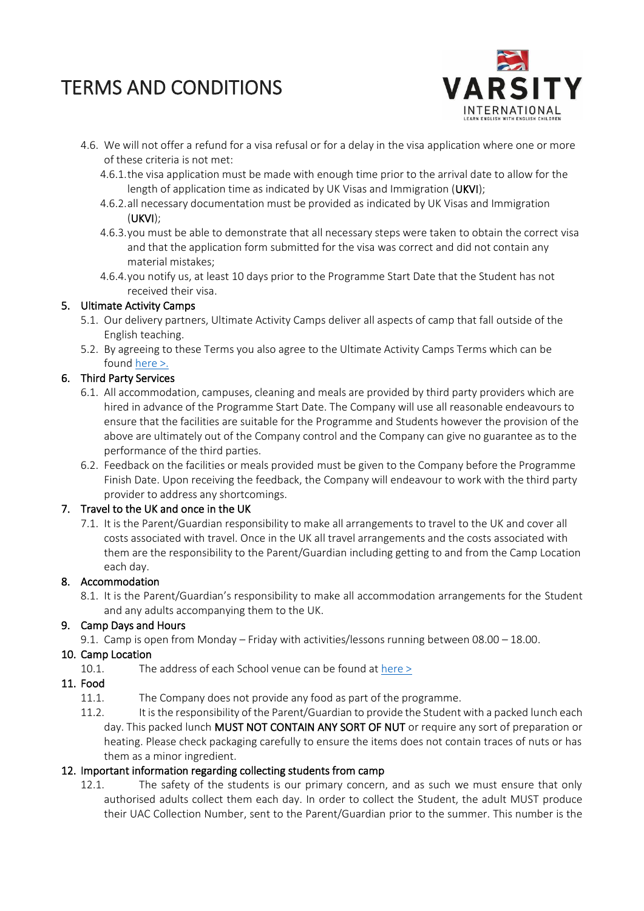# TERMS AND CONDITIONS

4.6. We will not offer a refund for a visa refusal or for a delay in the visa application where one or more of these criteria is not met:

4.6.1. the visa application must be made with enough time prior to the arrival date to allow for the length of application time as indicated by UK Visas and Immigration (UKVI);

4.6.2. all necessary documentation must be provided as indicated by UK Visas and Immigration (UKVI);

4.6.3. you must be able to demonstrate that all necessary steps were taken to obtain the correct visa and that the application form submitted for the visa was correct and did not contain any material mistakes;

4.6.4. you notify us, at least 10 days prior to the Programme Start Date that the Student has not received their visa.

## 5. Ultimate Activity Camps

5.1. Our delivery partners, Ultimate Activity Camps deliver all aspects of camp that fall outside of the English teaching.

5.2. By agreeing to these Terms you also agree to the Ultimate Activity Camps Terms which can be found here >.

## 6. Third Party Services

6.1. All accommodation, campuses, cleaning and meals are provided by third party providers which are hired in advance of the Programme Start Date. The Company will use all reasonable endeavours to ensure that the facilities are suitable for the Programme and Students however the provision of the above are ultimately out of the Company control and the Company can give no guarantee as to the performance of the third parties.

6.2. Feedback on the facilities or meals provided must be given to the Company before the Programme Finish Date. Upon receiving the feedback, the Company will endeavour to work with the third party provider to address any shortcomings.

## 7. Travel to the UK and once in the UK

7.1. It is the Parent/Guardian responsibility to make all arrangements to travel to the UK and cover all costs associated with travel. Once in the UK all travel arrangements and the costs associated with them are the responsibility to the Parent/Guardian including getting to and from the Camp Location each day.

## 8. Accommodation

8.1. It is the Parent/Guardian's responsibility to make all accommodation arrangements for the Student and any adults accompanying them to the UK.

## 9. Camp Days and Hours

9.1. Camp is open from Monday – Friday with activities/lessons running between 08.00 – 18.00.

## 10. Camp Location

10.1. The address of each School venue can be found at here >

## 11. Food

11.1. The Company does not provide any food as part of the programme.

11.2. It is the responsibility of the Parent/Guardian to provide the Student with a packed lunch each day. This packed lunch **MUST NOT CONTAIN ANY SORT OF NUT** or require any sort of preparation or heating. Please check packaging carefully to ensure the items does not contain traces of nuts or has them as a minor ingredient.

## 12. Important information regarding collecting students from camp

12.1. The safety of the students is our primary concern, and as such we must ensure that only authorised adults collect them each day. In order to collect the Student, the adult MUST produce their UAC Collection Number, sent to the Parent/Guardian prior to the summer. This number is the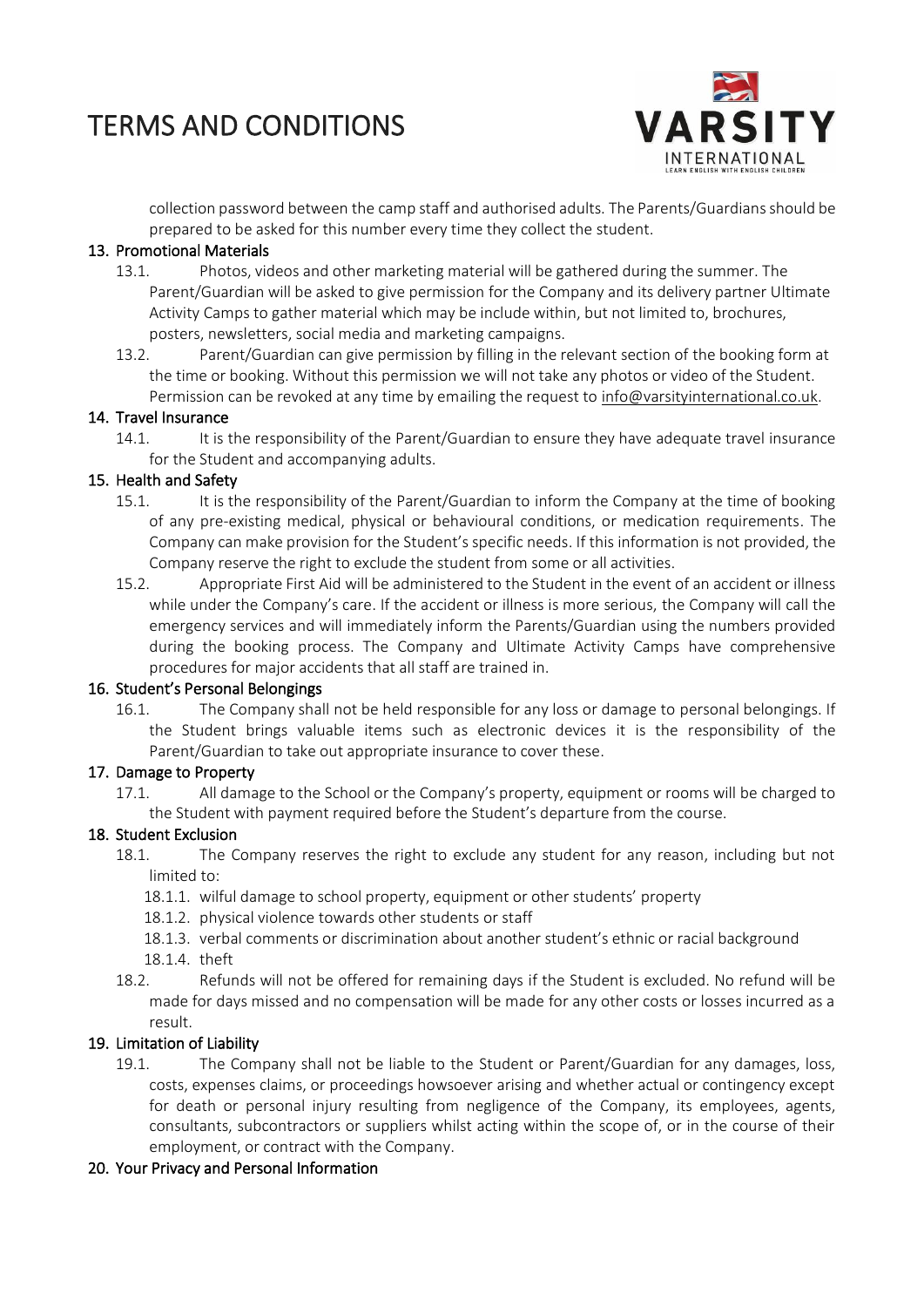collection password between the camp staff and authorised adults. The Parents/Guardians should be prepared to be asked for this number every time they collect the student.

## 13. Promotional Materials

13.1. Photos, videos and other marketing material will be gathered during the summer. The Parent/Guardian will be asked to give permission for the Company and its delivery partner Ultimate Activity Camps to gather material which may be include within, but not limited to, brochures, posters, newsletters, social media and marketing campaigns.

13.2. Parent/Guardian can give permission by filling in the relevant section of the booking form at the time or booking. Without this permission we will not take any photos or video of the Student. Permission can be revoked at any time by emailing the request to info@varsityinternational.co.uk.

## 14. Travel Insurance

14.1. It is the responsibility of the Parent/Guardian to ensure they have adequate travel insurance for the Student and accompanying adults.

## 15. Health and Safety

15.1. It is the responsibility of the Parent/Guardian to inform the Company at the time of booking of any pre-existing medical, physical or behavioural conditions, or medication requirements. The Company can make provision for the Student's specific needs. If this information is not provided, the Company reserve the right to exclude the student from some or all activities.

15.2. Appropriate First Aid will be administered to the Student in the event of an accident or illness while under the Company's care. If the accident or illness is more serious, the Company will call the emergency services and will immediately inform the Parents/Guardian using the numbers provided during the booking process. The Company and Ultimate Activity Camps have comprehensive procedures for major accidents that all staff are trained in.

## 16. Student's Personal Belongings

16.1. The Company shall not be held responsible for any loss or damage to personal belongings. If the Student brings valuable items such as electronic devices it is the responsibility of the Parent/Guardian to take out appropriate insurance to cover these.

## 17. Damage to Property

17.1. All damage to the School or the Company's property, equipment or rooms will be charged to the Student with payment required before the Student's departure from the course.

## 18. Student Exclusion

18.1. The Company reserves the right to exclude any student for any reason, including but not limited to:

- 18.1.1. wilful damage to school property, equipment or other students' property
- 18.1.2. physical violence towards other students or staff
- 18.1.3. verbal comments or discrimination about another student's ethnic or racial background
- 18.1.4. theft

18.2. Refunds will not be offered for remaining days if the Student is excluded. No refund will be made for days missed and no compensation will be made for any other costs or losses incurred as a result.

## 19. Limitation of Liability

19.1. The Company shall not be liable to the Student or Parent/Guardian for any damages, loss, costs, expenses claims, or proceedings howsoever arising and whether actual or contingency except for death or personal injury resulting from negligence of the Company, its employees, agents, consultants, subcontractors or suppliers whilst acting within the scope of, or in the course of their employment, or contract with the Company.

## 20. Your Privacy and Personal Information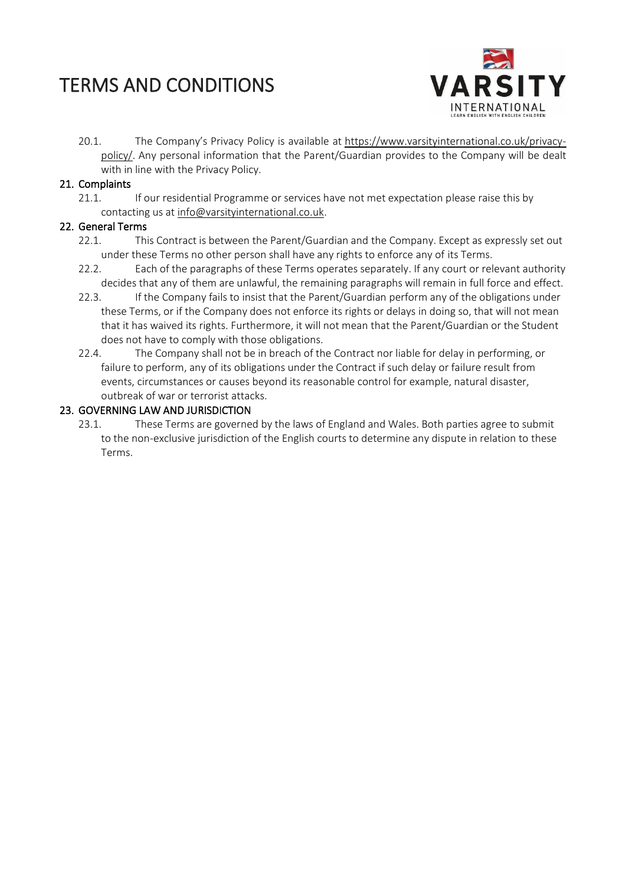20.1. The Company's Privacy Policy is available at https://www.varsityinternational.co.uk/privacy-policy/. Any personal information that the Parent/Guardian provides to the Company will be dealt with in line with the Privacy Policy.

## 21. Complaints

21.1. If our residential Programme or services have not met expectation please raise this by contacting us at info@varsityinternational.co.uk.

## 22. General Terms

22.1. This Contract is between the Parent/Guardian and the Company. Except as expressly set out under these Terms no other person shall have any rights to enforce any of its Terms.

22.2. Each of the paragraphs of these Terms operates separately. If any court or relevant authority decides that any of them are unlawful, the remaining paragraphs will remain in full force and effect.

22.3. If the Company fails to insist that the Parent/Guardian perform any of the obligations under these Terms, or if the Company does not enforce its rights or delays in doing so, that will not mean that it has waived its rights. Furthermore, it will not mean that the Parent/Guardian or the Student does not have to comply with those obligations.

22.4. The Company shall not be in breach of the Contract nor liable for delay in performing, or failure to perform, any of its obligations under the Contract if such delay or failure result from events, circumstances or causes beyond its reasonable control for example, natural disaster, outbreak of war or terrorist attacks.

## 23. GOVERNING LAW AND JURISDICTION

23.1. These Terms are governed by the laws of England and Wales. Both parties agree to submit to the non-exclusive jurisdiction of the English courts to determine any dispute in relation to these Terms.